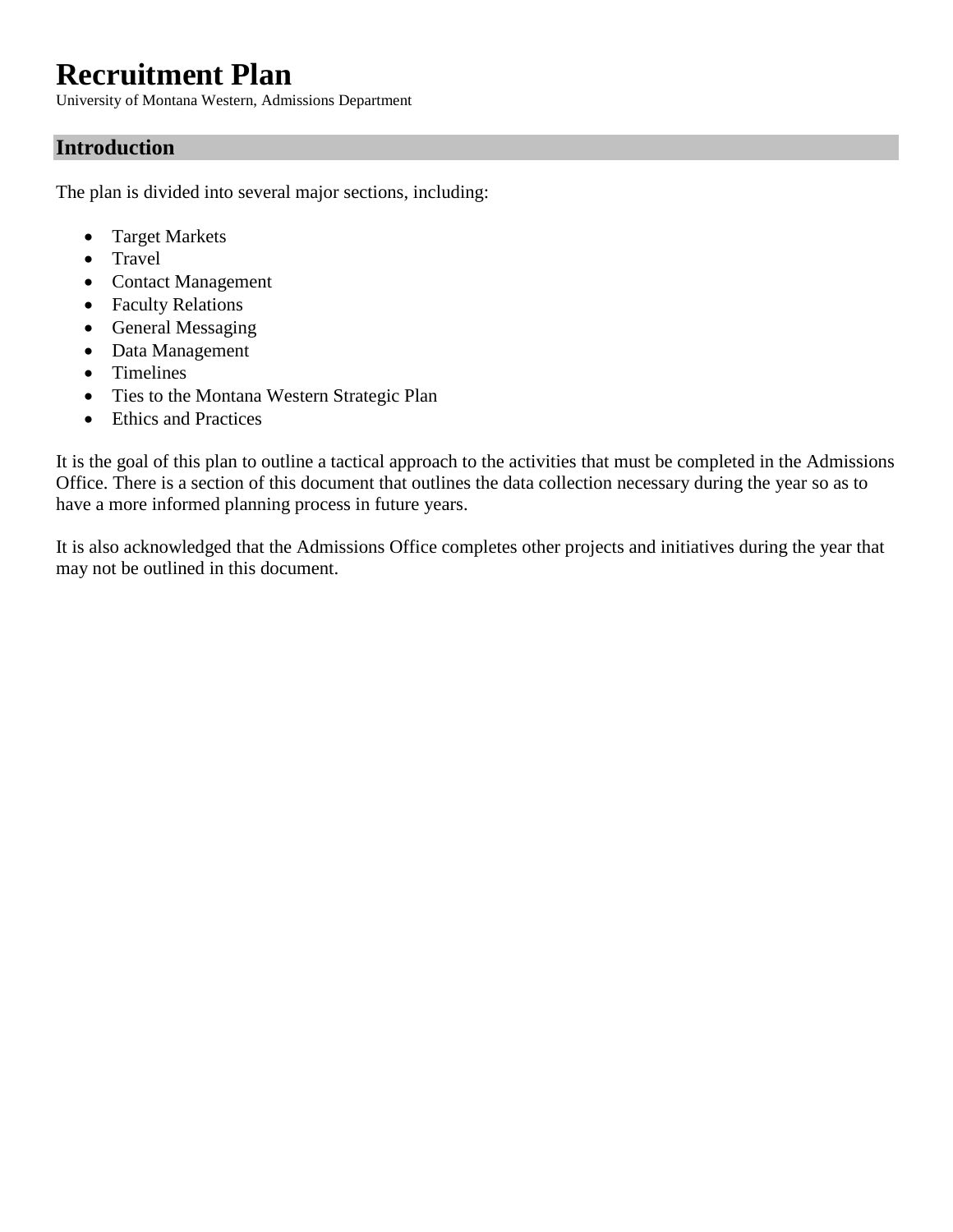# Recruitment Plan

University of Montana Western, Admissions Department

## Introduction

The plan is divided into several major sections, including:

- Target Markets
- Travel
- Contact Management
- Faculty Relations
- General Messaging
- Data Management
- Timelines
- Ties to the Montana Western Strategic Plan
- Ethics and Practices

It is the goal of this plan to outline a tactical approach to the activities that must be completed in the Admissions Office. There is a section of this document that outlines the data collection necessary during the year so as to have a more informed planning process in future years.

It is also acknowledged that the Admissions Office completes other projects and initiatives during the year that may not be outlined in this document.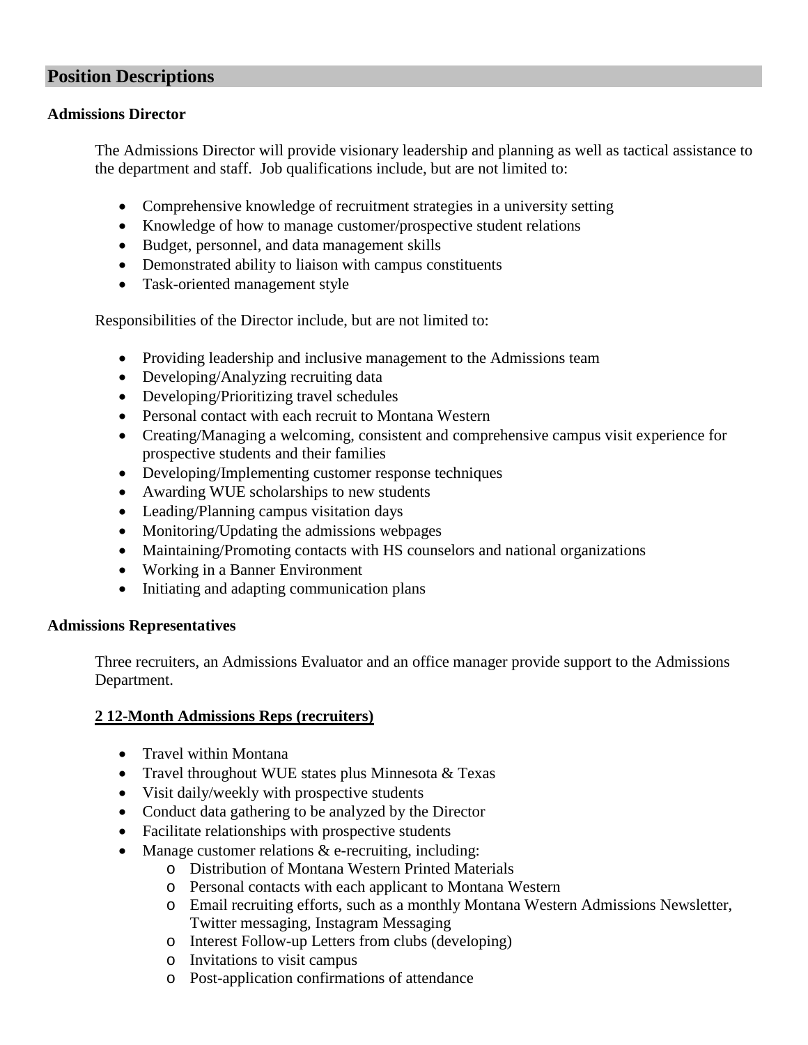## Position Descriptions

### Admissions Director

The Admissions Director will provide visionary leadership and planning as well as tactical assistance to the department and staff. Job qualifications include, but are not limited to:

- Comprehensive knowledge of recruitment strategies in a university setting
- Knowledge of how to manage customer/prospective student relations
- Budget, personnel, and data management skills
- Demonstrated ability to liaison with campus constituents
- Task-oriented management style

Responsibilities of the Director include, but are not limited to:

- Providing leadership and inclusive management to the Admissions team
- Developing/Analyzing recruiting data
- Developing/Prioritizing travel schedules
- Personal contact with each recruit to Montana Western
- Creating/Managing a welcoming, consistent and comprehensive campus visit experience for prospective students and their families
- Developing/Implementing customer response techniques
- Awarding WUE scholarships to new students
- Leading/Planning campus visitation days
- Monitoring/Updating the admissions webpages
- Maintaining/Promoting contacts with HS counselors and national organizations
- Working in a Banner Environment
- Initiating and adapting communication plans

### Admissions Representatives

Three recruiters, an Admissions Evaluator and an office manager provide support to the Admissions Department.

**2 12-Month Admissions Reps (recruiters)**

- Travel within Montana
- Travel throughout WUE states plus Minnesota & Texas
- Visit daily/weekly with prospective students
- Conduct data gathering to be analyzed by the Director
- Facilitate relationships with prospective students
- Manage customer relations & e-recruiting, including:
  - Distribution of Montana Western Printed Materials
  - Personal contacts with each applicant to Montana Western
  - Email recruiting efforts, such as a monthly Montana Western Admissions Newsletter, Twitter messaging, Instagram Messaging
  - Interest Follow-up Letters from clubs (developing)
  - Invitations to visit campus
  - Post-application confirmations of attendance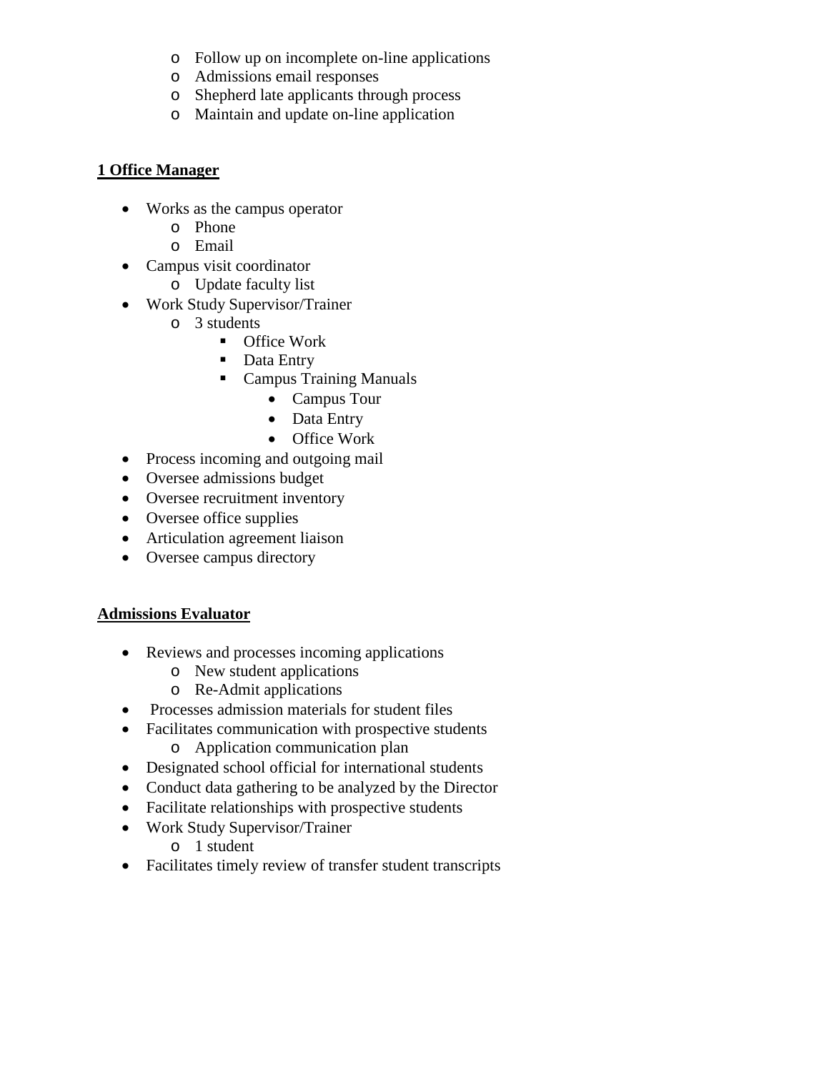- Follow up on incomplete on-line applications
  - Admissions email responses
  - Shepherd late applicants through process
  - Maintain and update on-line application

**<u>1 Office Manager</u>**

- Works as the campus operator
  - Phone
  - Email
- Campus visit coordinator
  - Update faculty list
- Work Study Supervisor/Trainer
  - 3 students
    - Office Work
    - Data Entry
    - Campus Training Manuals
      - Campus Tour
      - Data Entry
      - Office Work
- Process incoming and outgoing mail
- Oversee admissions budget
- Oversee recruitment inventory
- Oversee office supplies
- Articulation agreement liaison
- Oversee campus directory

**<u>Admissions Evaluator</u>**

- Reviews and processes incoming applications
  - New student applications
  - Re-Admit applications
- Processes admission materials for student files
- Facilitates communication with prospective students
  - Application communication plan
- Designated school official for international students
- Conduct data gathering to be analyzed by the Director
- Facilitate relationships with prospective students
- Work Study Supervisor/Trainer
  - 1 student
- Facilitates timely review of transfer student transcripts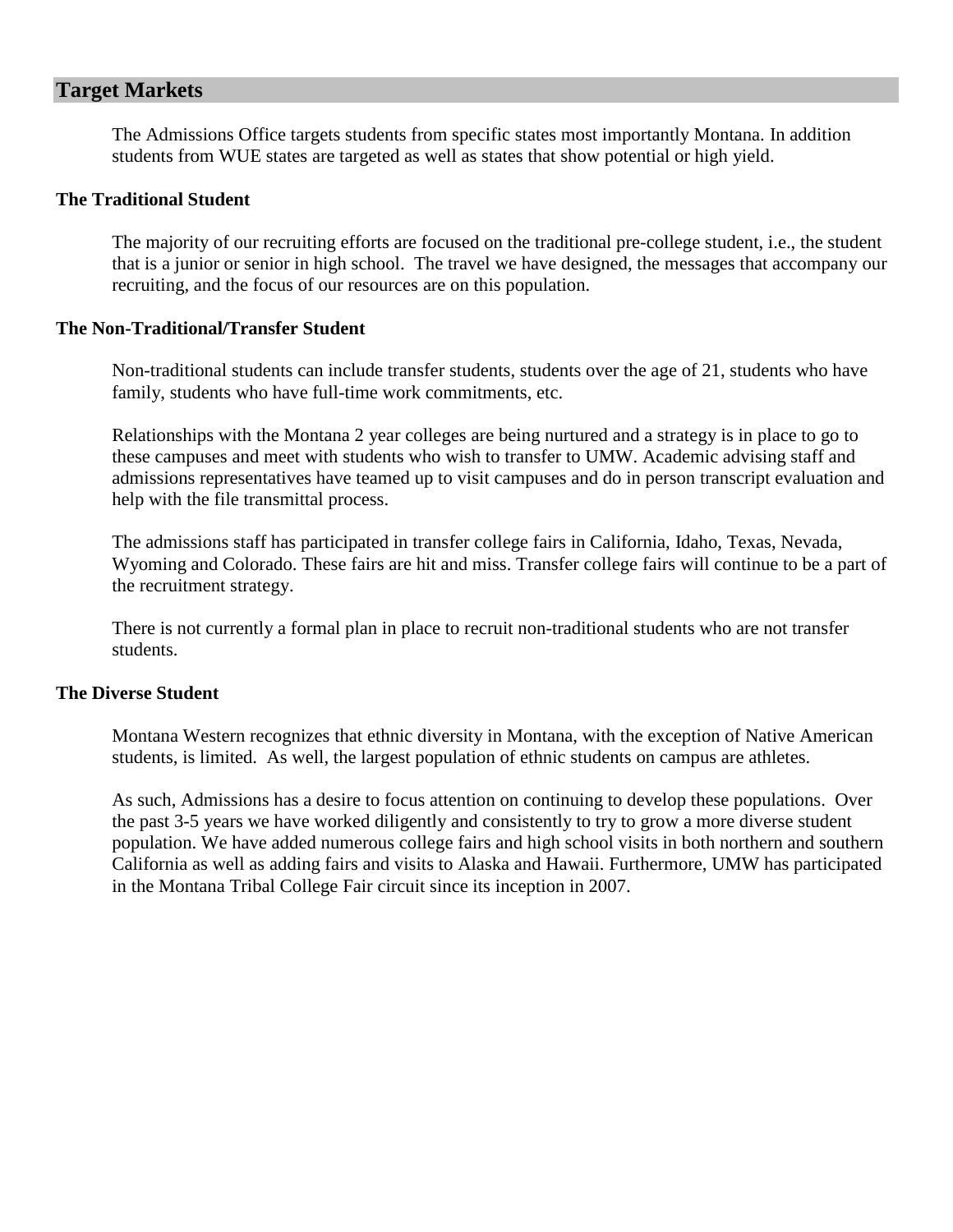## Target Markets

The Admissions Office targets students from specific states most importantly Montana. In addition students from WUE states are targeted as well as states that show potential or high yield.

### The Traditional Student

The majority of our recruiting efforts are focused on the traditional pre-college student, i.e., the student that is a junior or senior in high school. The travel we have designed, the messages that accompany our recruiting, and the focus of our resources are on this population.

### The Non-Traditional/Transfer Student

Non-traditional students can include transfer students, students over the age of 21, students who have family, students who have full-time work commitments, etc.

Relationships with the Montana 2 year colleges are being nurtured and a strategy is in place to go to these campuses and meet with students who wish to transfer to UMW. Academic advising staff and admissions representatives have teamed up to visit campuses and do in person transcript evaluation and help with the file transmittal process.

The admissions staff has participated in transfer college fairs in California, Idaho, Texas, Nevada, Wyoming and Colorado. These fairs are hit and miss. Transfer college fairs will continue to be a part of the recruitment strategy.

There is not currently a formal plan in place to recruit non-traditional students who are not transfer students.

### The Diverse Student

Montana Western recognizes that ethnic diversity in Montana, with the exception of Native American students, is limited. As well, the largest population of ethnic students on campus are athletes.

As such, Admissions has a desire to focus attention on continuing to develop these populations. Over the past 3-5 years we have worked diligently and consistently to try to grow a more diverse student population. We have added numerous college fairs and high school visits in both northern and southern California as well as adding fairs and visits to Alaska and Hawaii. Furthermore, UMW has participated in the Montana Tribal College Fair circuit since its inception in 2007.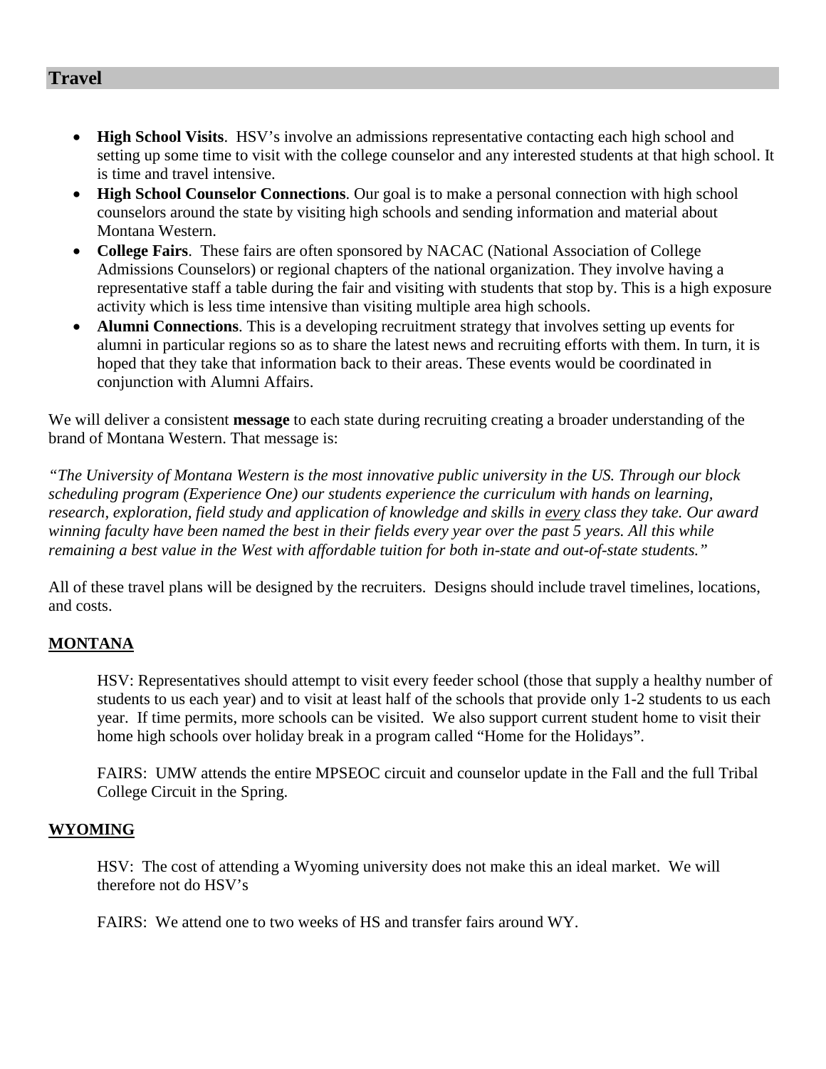## Travel

- **High School Visits**. HSV's involve an admissions representative contacting each high school and setting up some time to visit with the college counselor and any interested students at that high school. It is time and travel intensive.
- **High School Counselor Connections**. Our goal is to make a personal connection with high school counselors around the state by visiting high schools and sending information and material about Montana Western.
- **College Fairs**. These fairs are often sponsored by NACAC (National Association of College Admissions Counselors) or regional chapters of the national organization. They involve having a representative staff a table during the fair and visiting with students that stop by. This is a high exposure activity which is less time intensive than visiting multiple area high schools.
- **Alumni Connections**. This is a developing recruitment strategy that involves setting up events for alumni in particular regions so as to share the latest news and recruiting efforts with them. In turn, it is hoped that they take that information back to their areas. These events would be coordinated in conjunction with Alumni Affairs.

We will deliver a consistent **message** to each state during recruiting creating a broader understanding of the brand of Montana Western. That message is:

*"The University of Montana Western is the most innovative public university in the US. Through our block scheduling program (Experience One) our students experience the curriculum with hands on learning, research, exploration, field study and application of knowledge and skills in <u>every</u> class they take. Our award winning faculty have been named the best in their fields every year over the past 5 years. All this while remaining a best value in the West with affordable tuition for both in-state and out-of-state students."*

All of these travel plans will be designed by the recruiters. Designs should include travel timelines, locations, and costs.

### <u>MONTANA</u>

HSV: Representatives should attempt to visit every feeder school (those that supply a healthy number of students to us each year) and to visit at least half of the schools that provide only 1-2 students to us each year. If time permits, more schools can be visited. We also support current student home to visit their home high schools over holiday break in a program called "Home for the Holidays".

FAIRS: UMW attends the entire MPSEOC circuit and counselor update in the Fall and the full Tribal College Circuit in the Spring.

### <u>WYOMING</u>

HSV: The cost of attending a Wyoming university does not make this an ideal market. We will therefore not do HSV's

FAIRS: We attend one to two weeks of HS and transfer fairs around WY.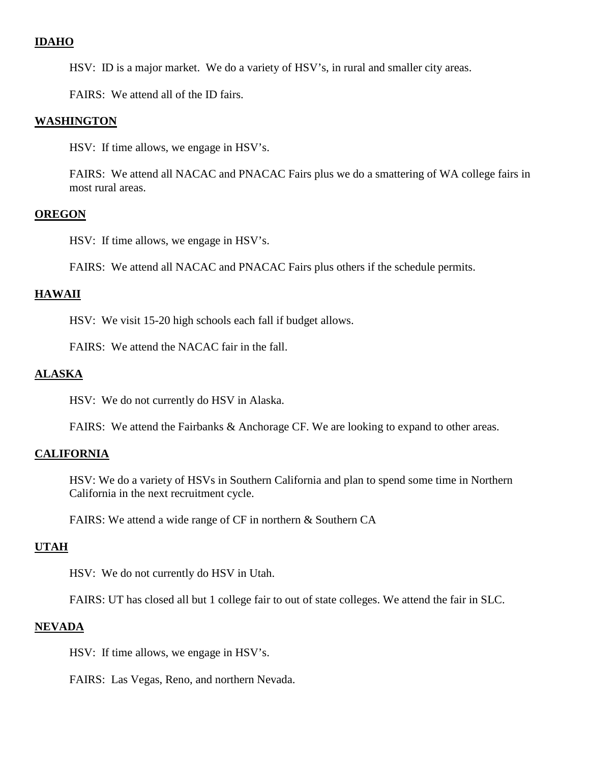**IDAHO**

HSV: ID is a major market. We do a variety of HSV's, in rural and smaller city areas.

FAIRS: We attend all of the ID fairs.

**WASHINGTON**

HSV: If time allows, we engage in HSV's.

FAIRS: We attend all NACAC and PNACAC Fairs plus we do a smattering of WA college fairs in most rural areas.

**OREGON**

HSV: If time allows, we engage in HSV's.

FAIRS: We attend all NACAC and PNACAC Fairs plus others if the schedule permits.

**HAWAII**

HSV: We visit 15-20 high schools each fall if budget allows.

FAIRS: We attend the NACAC fair in the fall.

**ALASKA**

HSV: We do not currently do HSV in Alaska.

FAIRS: We attend the Fairbanks & Anchorage CF. We are looking to expand to other areas.

**CALIFORNIA**

HSV: We do a variety of HSVs in Southern California and plan to spend some time in Northern California in the next recruitment cycle.

FAIRS: We attend a wide range of CF in northern & Southern CA

**UTAH**

HSV: We do not currently do HSV in Utah.

FAIRS: UT has closed all but 1 college fair to out of state colleges. We attend the fair in SLC.

**NEVADA**

HSV: If time allows, we engage in HSV's.

FAIRS: Las Vegas, Reno, and northern Nevada.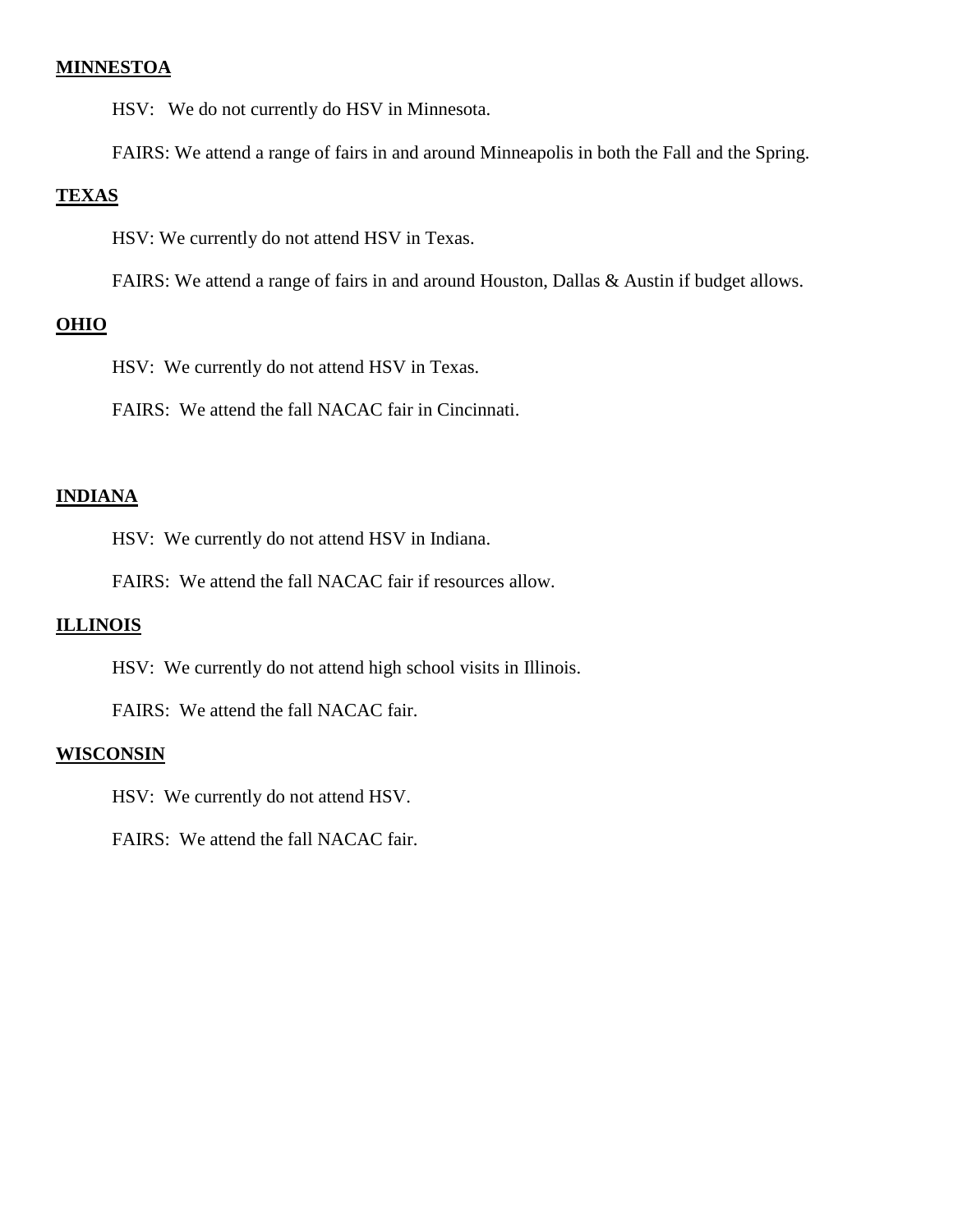**MINNESTOA**

HSV: We do not currently do HSV in Minnesota.

FAIRS: We attend a range of fairs in and around Minneapolis in both the Fall and the Spring.

**TEXAS**

HSV: We currently do not attend HSV in Texas.

FAIRS: We attend a range of fairs in and around Houston, Dallas & Austin if budget allows.

**OHIO**

HSV: We currently do not attend HSV in Texas.

FAIRS: We attend the fall NACAC fair in Cincinnati.

**INDIANA**

HSV: We currently do not attend HSV in Indiana.

FAIRS: We attend the fall NACAC fair if resources allow.

**ILLINOIS**

HSV: We currently do not attend high school visits in Illinois.

FAIRS: We attend the fall NACAC fair.

**WISCONSIN**

HSV: We currently do not attend HSV.

FAIRS: We attend the fall NACAC fair.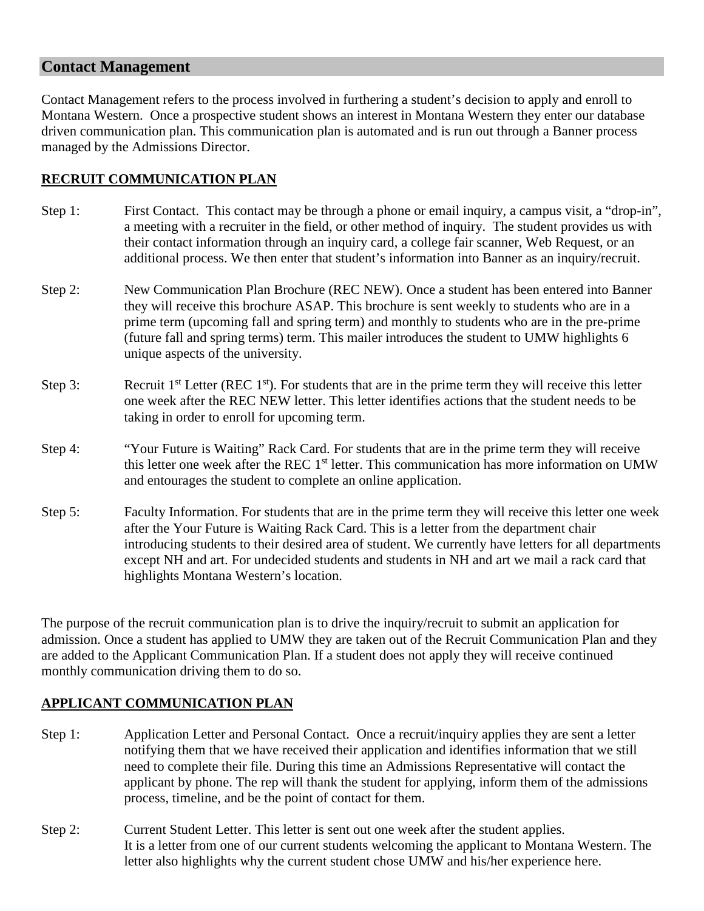## Contact Management

Contact Management refers to the process involved in furthering a student's decision to apply and enroll to Montana Western. Once a prospective student shows an interest in Montana Western they enter our database driven communication plan. This communication plan is automated and is run out through a Banner process managed by the Admissions Director.

### RECRUIT COMMUNICATION PLAN

Step 1: First Contact. This contact may be through a phone or email inquiry, a campus visit, a "drop-in", a meeting with a recruiter in the field, or other method of inquiry. The student provides us with their contact information through an inquiry card, a college fair scanner, Web Request, or an additional process. We then enter that student's information into Banner as an inquiry/recruit.

Step 2: New Communication Plan Brochure (REC NEW). Once a student has been entered into Banner they will receive this brochure ASAP. This brochure is sent weekly to students who are in a prime term (upcoming fall and spring term) and monthly to students who are in the pre-prime (future fall and spring terms) term. This mailer introduces the student to UMW highlights 6 unique aspects of the university.

Step 3: Recruit 1st Letter (REC 1st). For students that are in the prime term they will receive this letter one week after the REC NEW letter. This letter identifies actions that the student needs to be taking in order to enroll for upcoming term.

Step 4: "Your Future is Waiting" Rack Card. For students that are in the prime term they will receive this letter one week after the REC 1st letter. This communication has more information on UMW and entourages the student to complete an online application.

Step 5: Faculty Information. For students that are in the prime term they will receive this letter one week after the Your Future is Waiting Rack Card. This is a letter from the department chair introducing students to their desired area of student. We currently have letters for all departments except NH and art. For undecided students and students in NH and art we mail a rack card that highlights Montana Western's location.

The purpose of the recruit communication plan is to drive the inquiry/recruit to submit an application for admission. Once a student has applied to UMW they are taken out of the Recruit Communication Plan and they are added to the Applicant Communication Plan. If a student does not apply they will receive continued monthly communication driving them to do so.

### APPLICANT COMMUNICATION PLAN

Step 1: Application Letter and Personal Contact. Once a recruit/inquiry applies they are sent a letter notifying them that we have received their application and identifies information that we still need to complete their file. During this time an Admissions Representative will contact the applicant by phone. The rep will thank the student for applying, inform them of the admissions process, timeline, and be the point of contact for them.

Step 2: Current Student Letter. This letter is sent out one week after the student applies. It is a letter from one of our current students welcoming the applicant to Montana Western. The letter also highlights why the current student chose UMW and his/her experience here.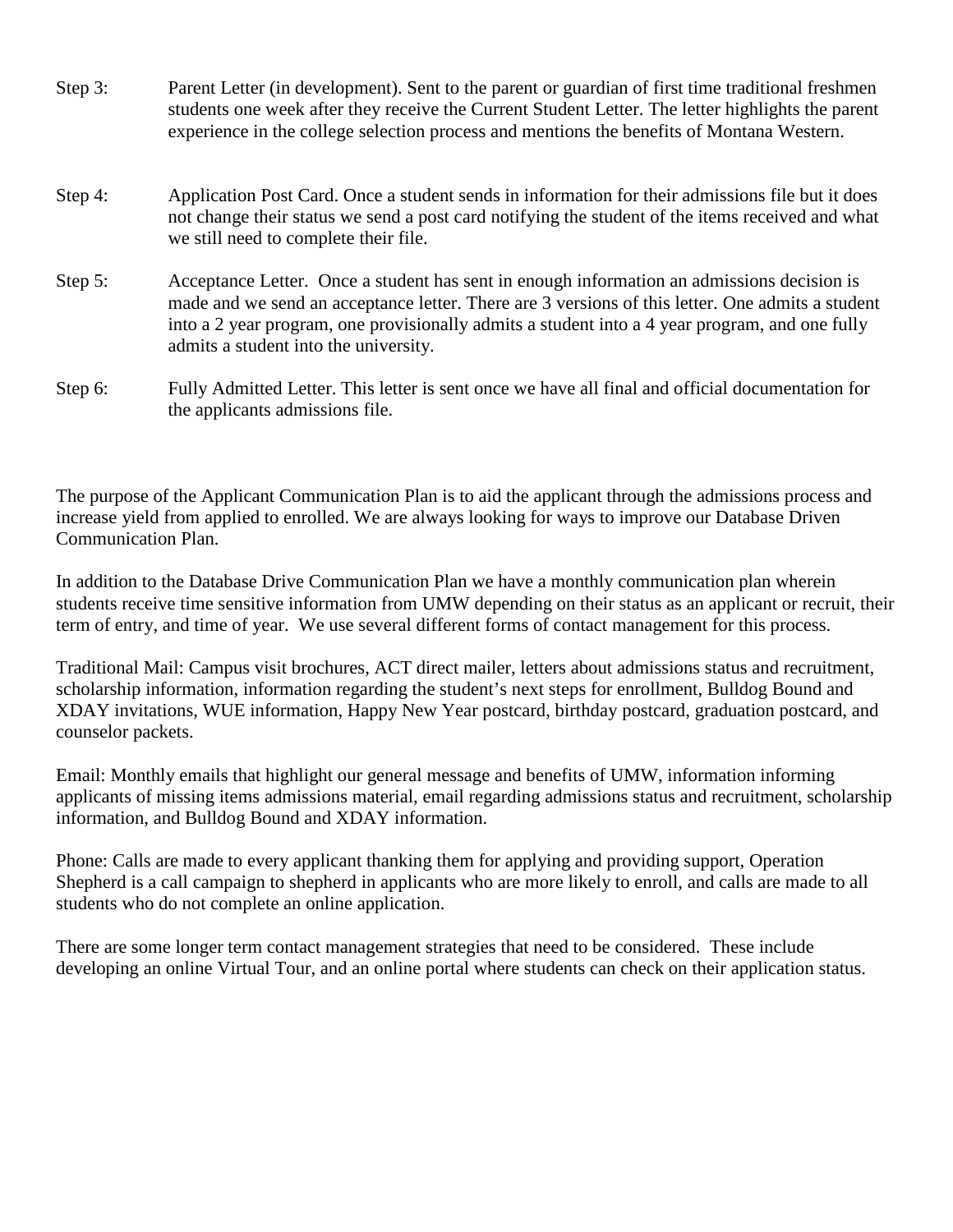Step 3: Parent Letter (in development). Sent to the parent or guardian of first time traditional freshmen students one week after they receive the Current Student Letter. The letter highlights the parent experience in the college selection process and mentions the benefits of Montana Western.

Step 4: Application Post Card. Once a student sends in information for their admissions file but it does not change their status we send a post card notifying the student of the items received and what we still need to complete their file.

Step 5: Acceptance Letter. Once a student has sent in enough information an admissions decision is made and we send an acceptance letter. There are 3 versions of this letter. One admits a student into a 2 year program, one provisionally admits a student into a 4 year program, and one fully admits a student into the university.

Step 6: Fully Admitted Letter. This letter is sent once we have all final and official documentation for the applicants admissions file.

The purpose of the Applicant Communication Plan is to aid the applicant through the admissions process and increase yield from applied to enrolled. We are always looking for ways to improve our Database Driven Communication Plan.

In addition to the Database Drive Communication Plan we have a monthly communication plan wherein students receive time sensitive information from UMW depending on their status as an applicant or recruit, their term of entry, and time of year. We use several different forms of contact management for this process.

Traditional Mail: Campus visit brochures, ACT direct mailer, letters about admissions status and recruitment, scholarship information, information regarding the student's next steps for enrollment, Bulldog Bound and XDAY invitations, WUE information, Happy New Year postcard, birthday postcard, graduation postcard, and counselor packets.

Email: Monthly emails that highlight our general message and benefits of UMW, information informing applicants of missing items admissions material, email regarding admissions status and recruitment, scholarship information, and Bulldog Bound and XDAY information.

Phone: Calls are made to every applicant thanking them for applying and providing support, Operation Shepherd is a call campaign to shepherd in applicants who are more likely to enroll, and calls are made to all students who do not complete an online application.

There are some longer term contact management strategies that need to be considered. These include developing an online Virtual Tour, and an online portal where students can check on their application status.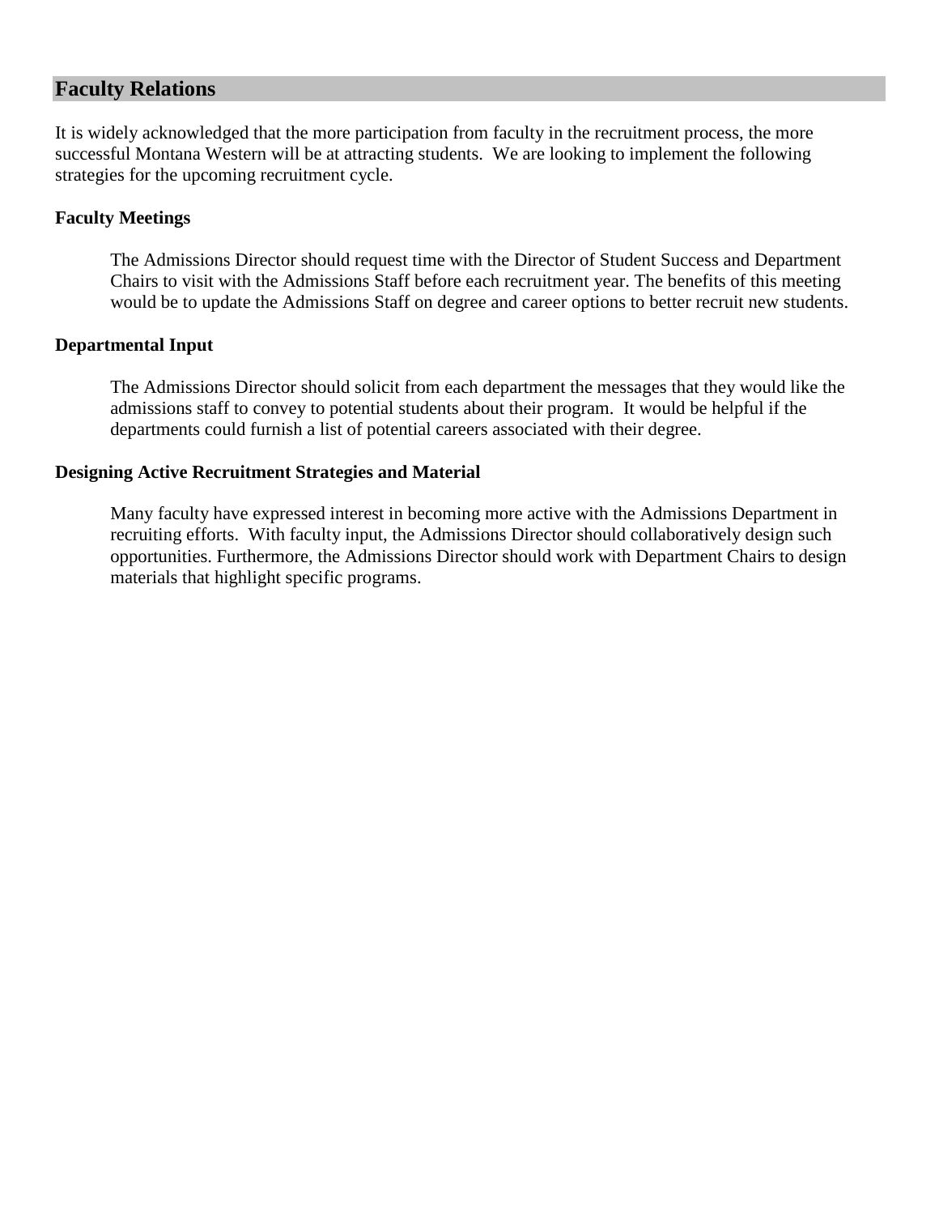## Faculty Relations

It is widely acknowledged that the more participation from faculty in the recruitment process, the more successful Montana Western will be at attracting students. We are looking to implement the following strategies for the upcoming recruitment cycle.

### Faculty Meetings

The Admissions Director should request time with the Director of Student Success and Department Chairs to visit with the Admissions Staff before each recruitment year. The benefits of this meeting would be to update the Admissions Staff on degree and career options to better recruit new students.

### Departmental Input

The Admissions Director should solicit from each department the messages that they would like the admissions staff to convey to potential students about their program. It would be helpful if the departments could furnish a list of potential careers associated with their degree.

### Designing Active Recruitment Strategies and Material

Many faculty have expressed interest in becoming more active with the Admissions Department in recruiting efforts. With faculty input, the Admissions Director should collaboratively design such opportunities. Furthermore, the Admissions Director should work with Department Chairs to design materials that highlight specific programs.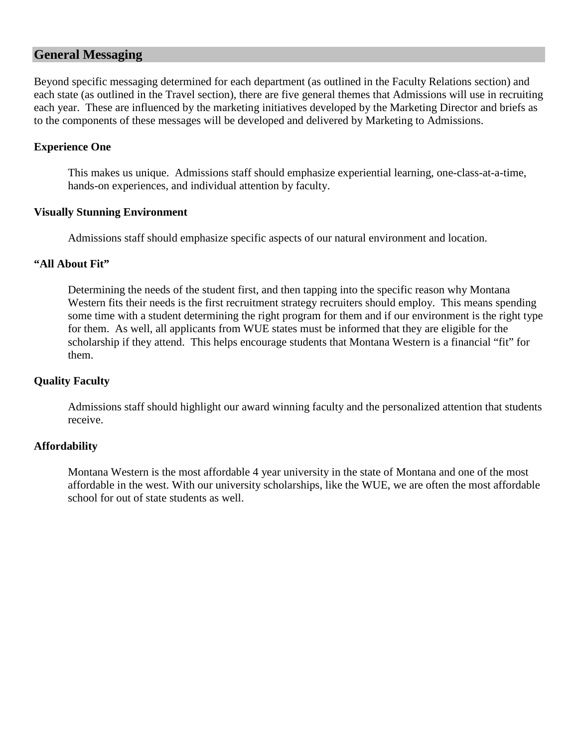## General Messaging

Beyond specific messaging determined for each department (as outlined in the Faculty Relations section) and each state (as outlined in the Travel section), there are five general themes that Admissions will use in recruiting each year. These are influenced by the marketing initiatives developed by the Marketing Director and briefs as to the components of these messages will be developed and delivered by Marketing to Admissions.

**Experience One**

This makes us unique. Admissions staff should emphasize experiential learning, one-class-at-a-time, hands-on experiences, and individual attention by faculty.

**Visually Stunning Environment**

Admissions staff should emphasize specific aspects of our natural environment and location.

**"All About Fit"**

Determining the needs of the student first, and then tapping into the specific reason why Montana Western fits their needs is the first recruitment strategy recruiters should employ. This means spending some time with a student determining the right program for them and if our environment is the right type for them. As well, all applicants from WUE states must be informed that they are eligible for the scholarship if they attend. This helps encourage students that Montana Western is a financial "fit" for them.

**Quality Faculty**

Admissions staff should highlight our award winning faculty and the personalized attention that students receive.

**Affordability**

Montana Western is the most affordable 4 year university in the state of Montana and one of the most affordable in the west. With our university scholarships, like the WUE, we are often the most affordable school for out of state students as well.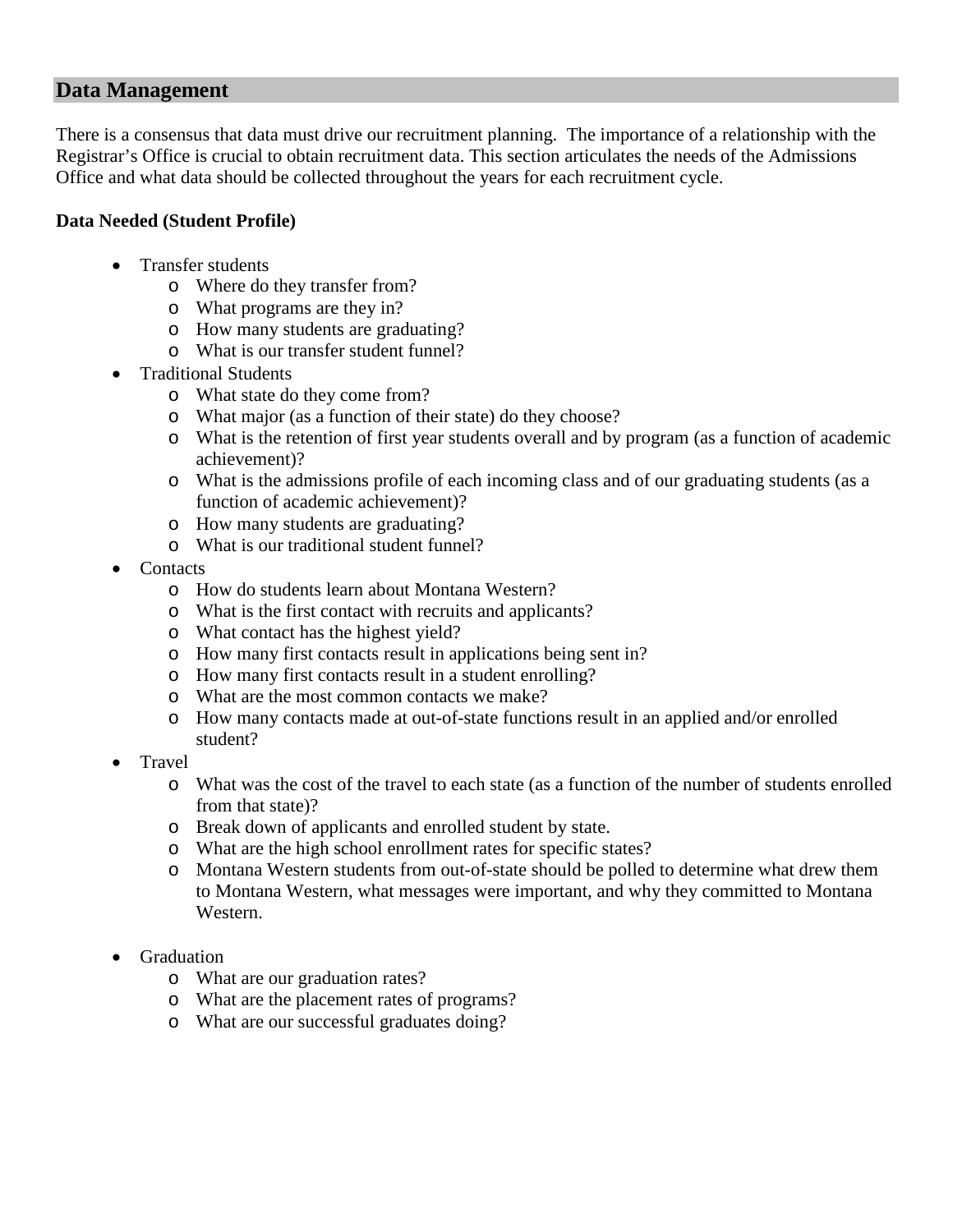## Data Management

There is a consensus that data must drive our recruitment planning. The importance of a relationship with the Registrar's Office is crucial to obtain recruitment data. This section articulates the needs of the Admissions Office and what data should be collected throughout the years for each recruitment cycle.

**Data Needed (Student Profile)**

- Transfer students
  - Where do they transfer from?
  - What programs are they in?
  - How many students are graduating?
  - What is our transfer student funnel?
- Traditional Students
  - What state do they come from?
  - What major (as a function of their state) do they choose?
  - What is the retention of first year students overall and by program (as a function of academic achievement)?
  - What is the admissions profile of each incoming class and of our graduating students (as a function of academic achievement)?
  - How many students are graduating?
  - What is our traditional student funnel?
- Contacts
  - How do students learn about Montana Western?
  - What is the first contact with recruits and applicants?
  - What contact has the highest yield?
  - How many first contacts result in applications being sent in?
  - How many first contacts result in a student enrolling?
  - What are the most common contacts we make?
  - How many contacts made at out-of-state functions result in an applied and/or enrolled student?
- Travel
  - What was the cost of the travel to each state (as a function of the number of students enrolled from that state)?
  - Break down of applicants and enrolled student by state.
  - What are the high school enrollment rates for specific states?
  - Montana Western students from out-of-state should be polled to determine what drew them to Montana Western, what messages were important, and why they committed to Montana Western.

- Graduation
  - What are our graduation rates?
  - What are the placement rates of programs?
  - What are our successful graduates doing?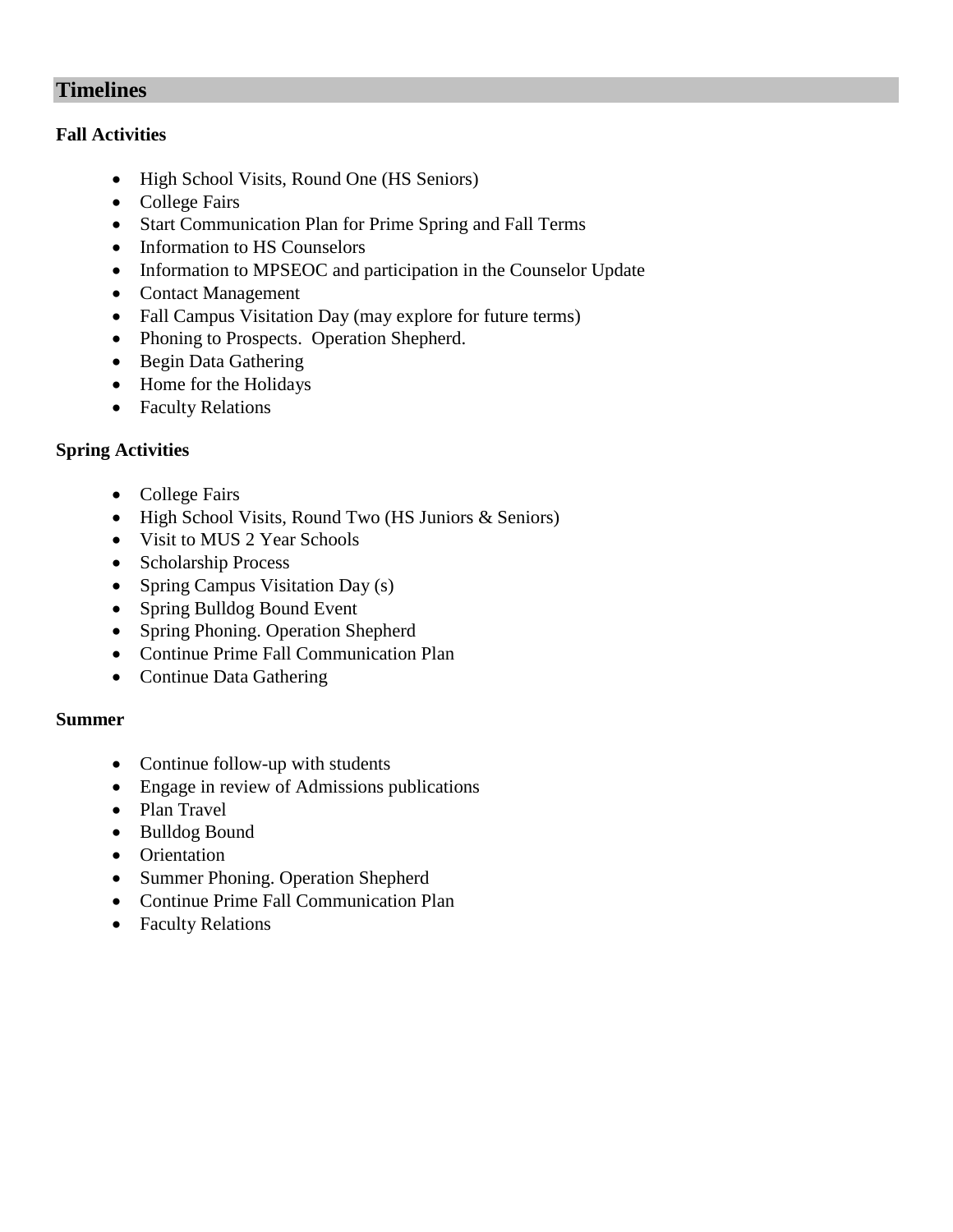## Timelines

### Fall Activities

- High School Visits, Round One (HS Seniors)
- College Fairs
- Start Communication Plan for Prime Spring and Fall Terms
- Information to HS Counselors
- Information to MPSEOC and participation in the Counselor Update
- Contact Management
- Fall Campus Visitation Day (may explore for future terms)
- Phoning to Prospects. Operation Shepherd.
- Begin Data Gathering
- Home for the Holidays
- Faculty Relations

### Spring Activities

- College Fairs
- High School Visits, Round Two (HS Juniors & Seniors)
- Visit to MUS 2 Year Schools
- Scholarship Process
- Spring Campus Visitation Day (s)
- Spring Bulldog Bound Event
- Spring Phoning. Operation Shepherd
- Continue Prime Fall Communication Plan
- Continue Data Gathering

### Summer

- Continue follow-up with students
- Engage in review of Admissions publications
- Plan Travel
- Bulldog Bound
- Orientation
- Summer Phoning. Operation Shepherd
- Continue Prime Fall Communication Plan
- Faculty Relations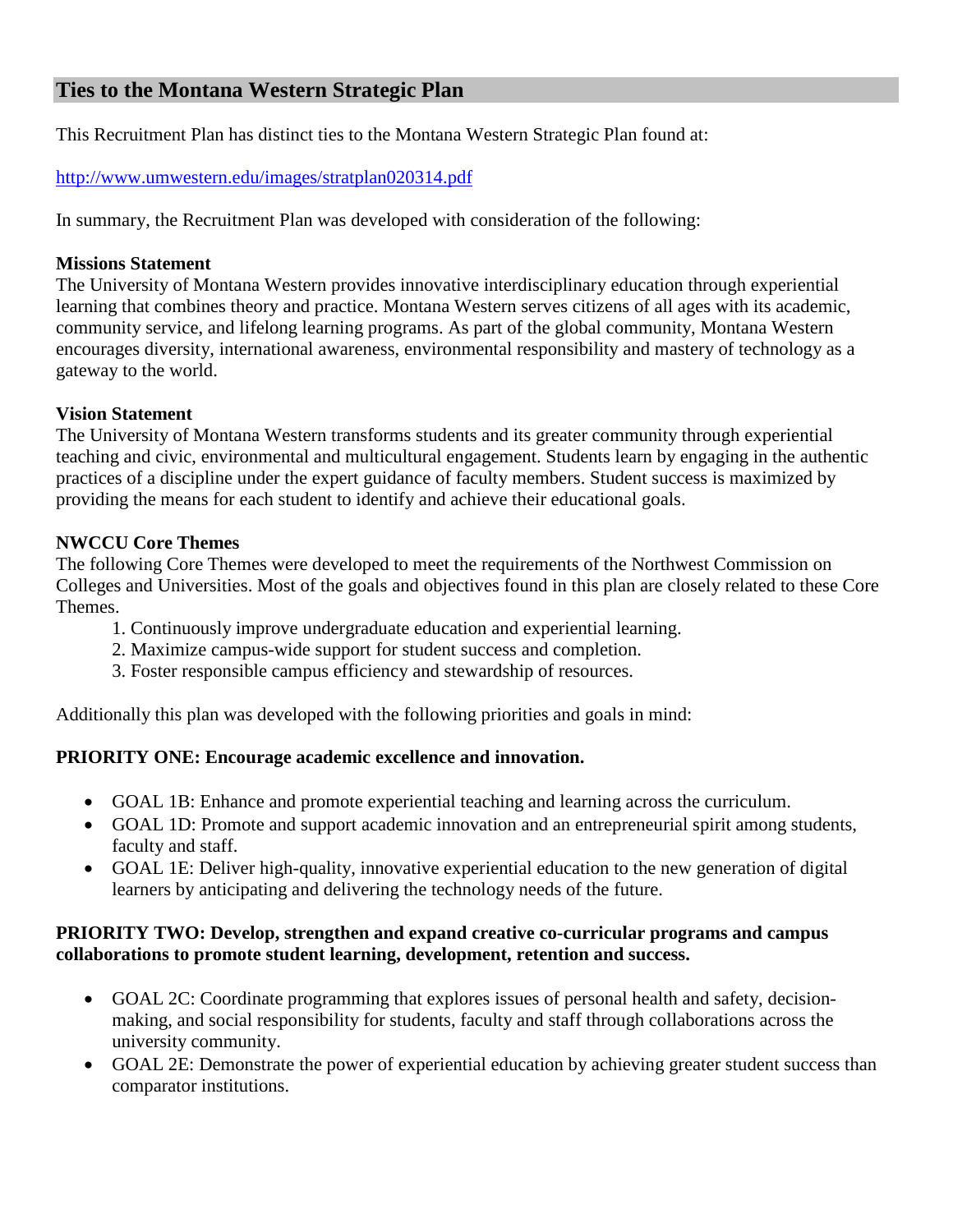## Ties to the Montana Western Strategic Plan

This Recruitment Plan has distinct ties to the Montana Western Strategic Plan found at:

http://www.umwestern.edu/images/stratplan020314.pdf

In summary, the Recruitment Plan was developed with consideration of the following:

**Missions Statement**
The University of Montana Western provides innovative interdisciplinary education through experiential learning that combines theory and practice. Montana Western serves citizens of all ages with its academic, community service, and lifelong learning programs. As part of the global community, Montana Western encourages diversity, international awareness, environmental responsibility and mastery of technology as a gateway to the world.

**Vision Statement**
The University of Montana Western transforms students and its greater community through experiential teaching and civic, environmental and multicultural engagement. Students learn by engaging in the authentic practices of a discipline under the expert guidance of faculty members. Student success is maximized by providing the means for each student to identify and achieve their educational goals.

**NWCCU Core Themes**
The following Core Themes were developed to meet the requirements of the Northwest Commission on Colleges and Universities. Most of the goals and objectives found in this plan are closely related to these Core Themes.

1. Continuously improve undergraduate education and experiential learning.
2. Maximize campus-wide support for student success and completion.
3. Foster responsible campus efficiency and stewardship of resources.

Additionally this plan was developed with the following priorities and goals in mind:

**PRIORITY ONE: Encourage academic excellence and innovation.**

- GOAL 1B: Enhance and promote experiential teaching and learning across the curriculum.
- GOAL 1D: Promote and support academic innovation and an entrepreneurial spirit among students, faculty and staff.
- GOAL 1E: Deliver high-quality, innovative experiential education to the new generation of digital learners by anticipating and delivering the technology needs of the future.

**PRIORITY TWO: Develop, strengthen and expand creative co-curricular programs and campus collaborations to promote student learning, development, retention and success.**

- GOAL 2C: Coordinate programming that explores issues of personal health and safety, decision-making, and social responsibility for students, faculty and staff through collaborations across the university community.
- GOAL 2E: Demonstrate the power of experiential education by achieving greater student success than comparator institutions.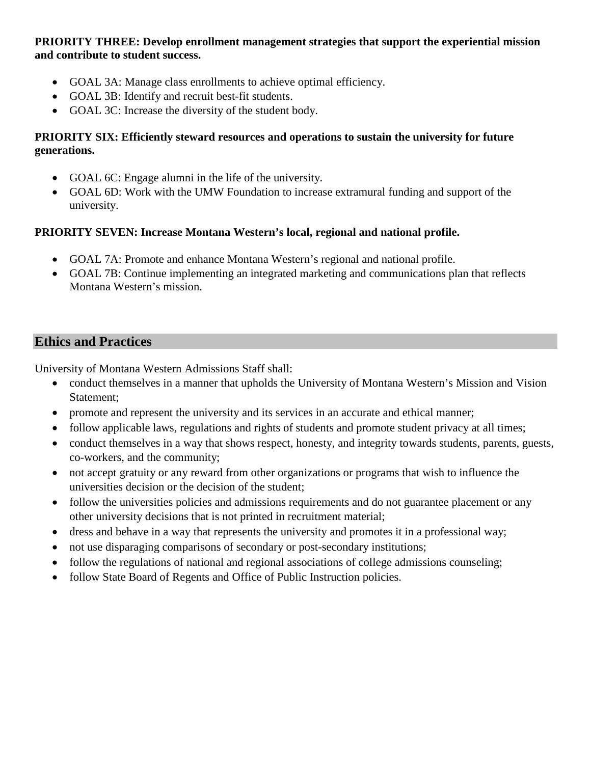**PRIORITY THREE: Develop enrollment management strategies that support the experiential mission and contribute to student success.**

- GOAL 3A: Manage class enrollments to achieve optimal efficiency.
- GOAL 3B: Identify and recruit best-fit students.
- GOAL 3C: Increase the diversity of the student body.

**PRIORITY SIX: Efficiently steward resources and operations to sustain the university for future generations.**

- GOAL 6C: Engage alumni in the life of the university.
- GOAL 6D: Work with the UMW Foundation to increase extramural funding and support of the university.

**PRIORITY SEVEN: Increase Montana Western's local, regional and national profile.**

- GOAL 7A: Promote and enhance Montana Western's regional and national profile.
- GOAL 7B: Continue implementing an integrated marketing and communications plan that reflects Montana Western's mission.

## Ethics and Practices

University of Montana Western Admissions Staff shall:

- conduct themselves in a manner that upholds the University of Montana Western's Mission and Vision Statement;
- promote and represent the university and its services in an accurate and ethical manner;
- follow applicable laws, regulations and rights of students and promote student privacy at all times;
- conduct themselves in a way that shows respect, honesty, and integrity towards students, parents, guests, co-workers, and the community;
- not accept gratuity or any reward from other organizations or programs that wish to influence the universities decision or the decision of the student;
- follow the universities policies and admissions requirements and do not guarantee placement or any other university decisions that is not printed in recruitment material;
- dress and behave in a way that represents the university and promotes it in a professional way;
- not use disparaging comparisons of secondary or post-secondary institutions;
- follow the regulations of national and regional associations of college admissions counseling;
- follow State Board of Regents and Office of Public Instruction policies.